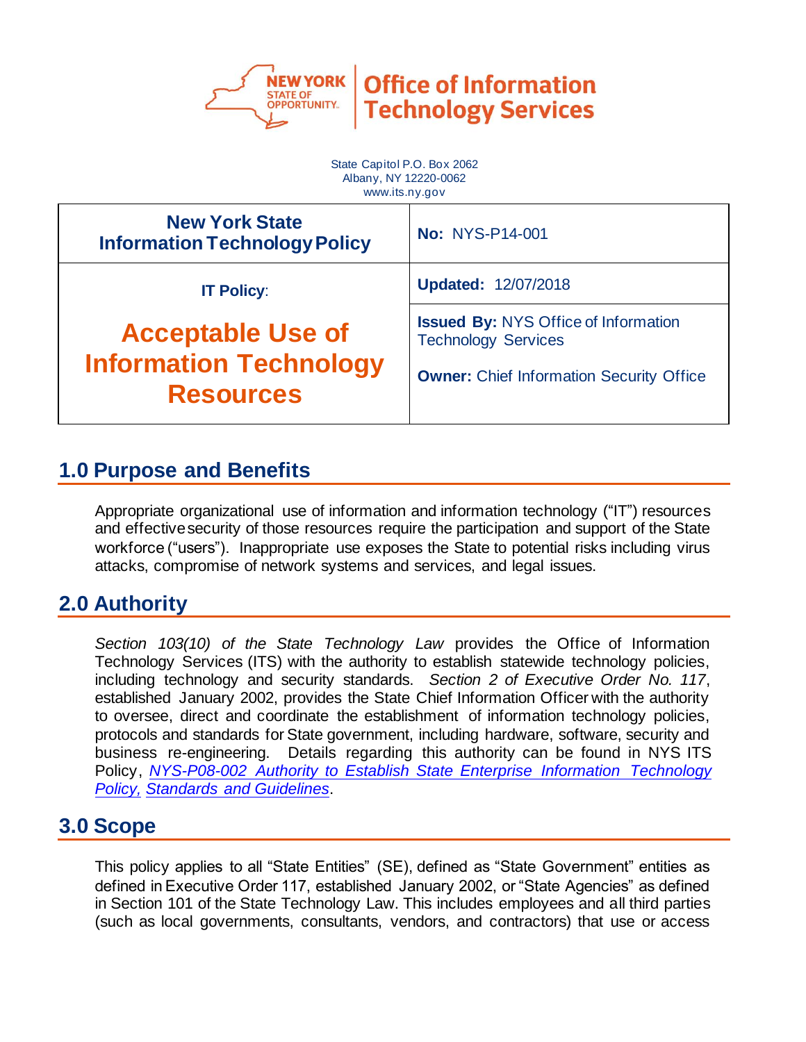Office of Information Technology Services

State Capitol P.O. Box 2062
Albany, NY 12220-0062
www.its.ny.gov

| New York State Information Technology Policy | No: NYS-P14-001 |
|---|---|
| IT Policy: **Acceptable Use of Information Technology Resources** | **Updated:** 12/07/2018 |
| | **Issued By:** NYS Office of Information Technology Services<br>**Owner:** Chief Information Security Office |

## 1.0 Purpose and Benefits

Appropriate organizational use of information and information technology ("IT") resources and effective security of those resources require the participation and support of the State workforce ("users"). Inappropriate use exposes the State to potential risks including virus attacks, compromise of network systems and services, and legal issues.

## 2.0 Authority

*Section 103(10) of the State Technology Law* provides the Office of Information Technology Services (ITS) with the authority to establish statewide technology policies, including technology and security standards. *Section 2 of Executive Order No. 117*, established January 2002, provides the State Chief Information Officer with the authority to oversee, direct and coordinate the establishment of information technology policies, protocols and standards for State government, including hardware, software, security and business re-engineering. Details regarding this authority can be found in NYS ITS Policy, *NYS-P08-002 Authority to Establish State Enterprise Information Technology Policy, Standards and Guidelines*.

## 3.0 Scope

This policy applies to all "State Entities" (SE), defined as "State Government" entities as defined in Executive Order 117, established January 2002, or "State Agencies" as defined in Section 101 of the State Technology Law. This includes employees and all third parties (such as local governments, consultants, vendors, and contractors) that use or access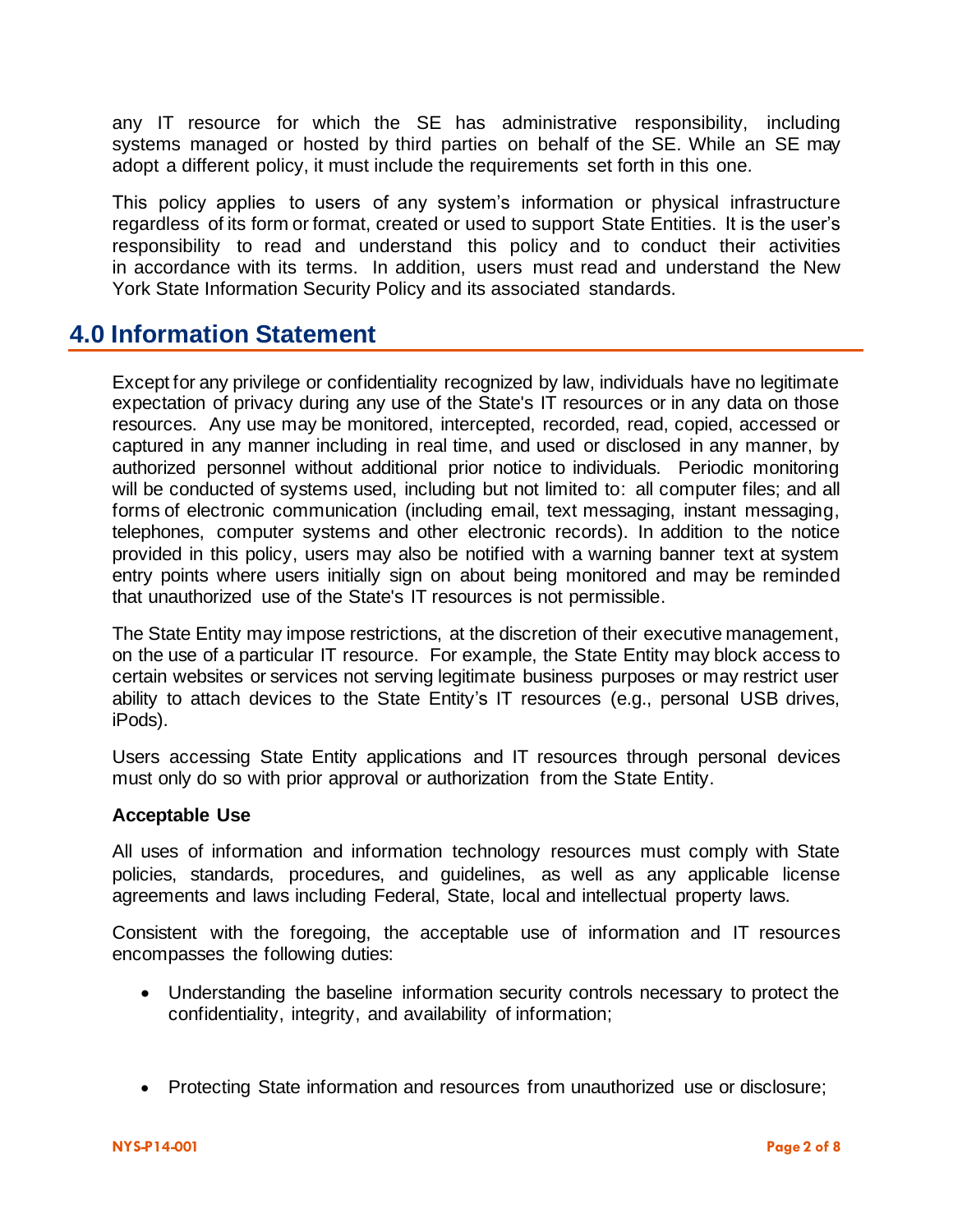any IT resource for which the SE has administrative responsibility, including systems managed or hosted by third parties on behalf of the SE. While an SE may adopt a different policy, it must include the requirements set forth in this one.

This policy applies to users of any system's information or physical infrastructure regardless of its form or format, created or used to support State Entities. It is the user's responsibility to read and understand this policy and to conduct their activities in accordance with its terms. In addition, users must read and understand the New York State Information Security Policy and its associated standards.

## 4.0 Information Statement

Except for any privilege or confidentiality recognized by law, individuals have no legitimate expectation of privacy during any use of the State's IT resources or in any data on those resources. Any use may be monitored, intercepted, recorded, read, copied, accessed or captured in any manner including in real time, and used or disclosed in any manner, by authorized personnel without additional prior notice to individuals. Periodic monitoring will be conducted of systems used, including but not limited to: all computer files; and all forms of electronic communication (including email, text messaging, instant messaging, telephones, computer systems and other electronic records). In addition to the notice provided in this policy, users may also be notified with a warning banner text at system entry points where users initially sign on about being monitored and may be reminded that unauthorized use of the State's IT resources is not permissible.

The State Entity may impose restrictions, at the discretion of their executive management, on the use of a particular IT resource. For example, the State Entity may block access to certain websites or services not serving legitimate business purposes or may restrict user ability to attach devices to the State Entity's IT resources (e.g., personal USB drives, iPods).

Users accessing State Entity applications and IT resources through personal devices must only do so with prior approval or authorization from the State Entity.

**Acceptable Use**

All uses of information and information technology resources must comply with State policies, standards, procedures, and guidelines, as well as any applicable license agreements and laws including Federal, State, local and intellectual property laws.

Consistent with the foregoing, the acceptable use of information and IT resources encompasses the following duties:

- Understanding the baseline information security controls necessary to protect the confidentiality, integrity, and availability of information;

- Protecting State information and resources from unauthorized use or disclosure;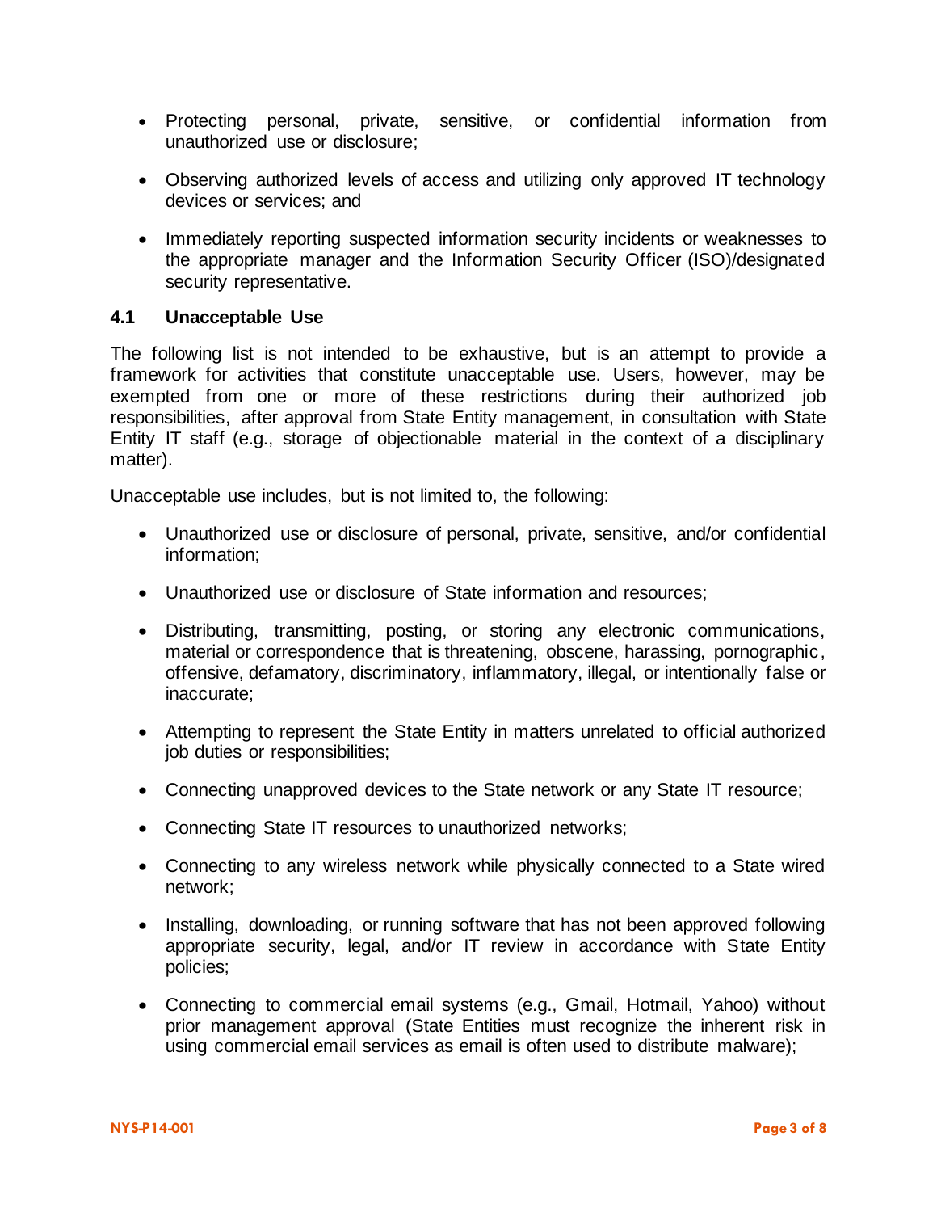- Protecting personal, private, sensitive, or confidential information from unauthorized use or disclosure;
- Observing authorized levels of access and utilizing only approved IT technology devices or services; and
- Immediately reporting suspected information security incidents or weaknesses to the appropriate manager and the Information Security Officer (ISO)/designated security representative.

### 4.1 Unacceptable Use

The following list is not intended to be exhaustive, but is an attempt to provide a framework for activities that constitute unacceptable use. Users, however, may be exempted from one or more of these restrictions during their authorized job responsibilities, after approval from State Entity management, in consultation with State Entity IT staff (e.g., storage of objectionable material in the context of a disciplinary matter).

Unacceptable use includes, but is not limited to, the following:

- Unauthorized use or disclosure of personal, private, sensitive, and/or confidential information;
- Unauthorized use or disclosure of State information and resources;
- Distributing, transmitting, posting, or storing any electronic communications, material or correspondence that is threatening, obscene, harassing, pornographic, offensive, defamatory, discriminatory, inflammatory, illegal, or intentionally false or inaccurate;
- Attempting to represent the State Entity in matters unrelated to official authorized job duties or responsibilities;
- Connecting unapproved devices to the State network or any State IT resource;
- Connecting State IT resources to unauthorized networks;
- Connecting to any wireless network while physically connected to a State wired network;
- Installing, downloading, or running software that has not been approved following appropriate security, legal, and/or IT review in accordance with State Entity policies;
- Connecting to commercial email systems (e.g., Gmail, Hotmail, Yahoo) without prior management approval (State Entities must recognize the inherent risk in using commercial email services as email is often used to distribute malware);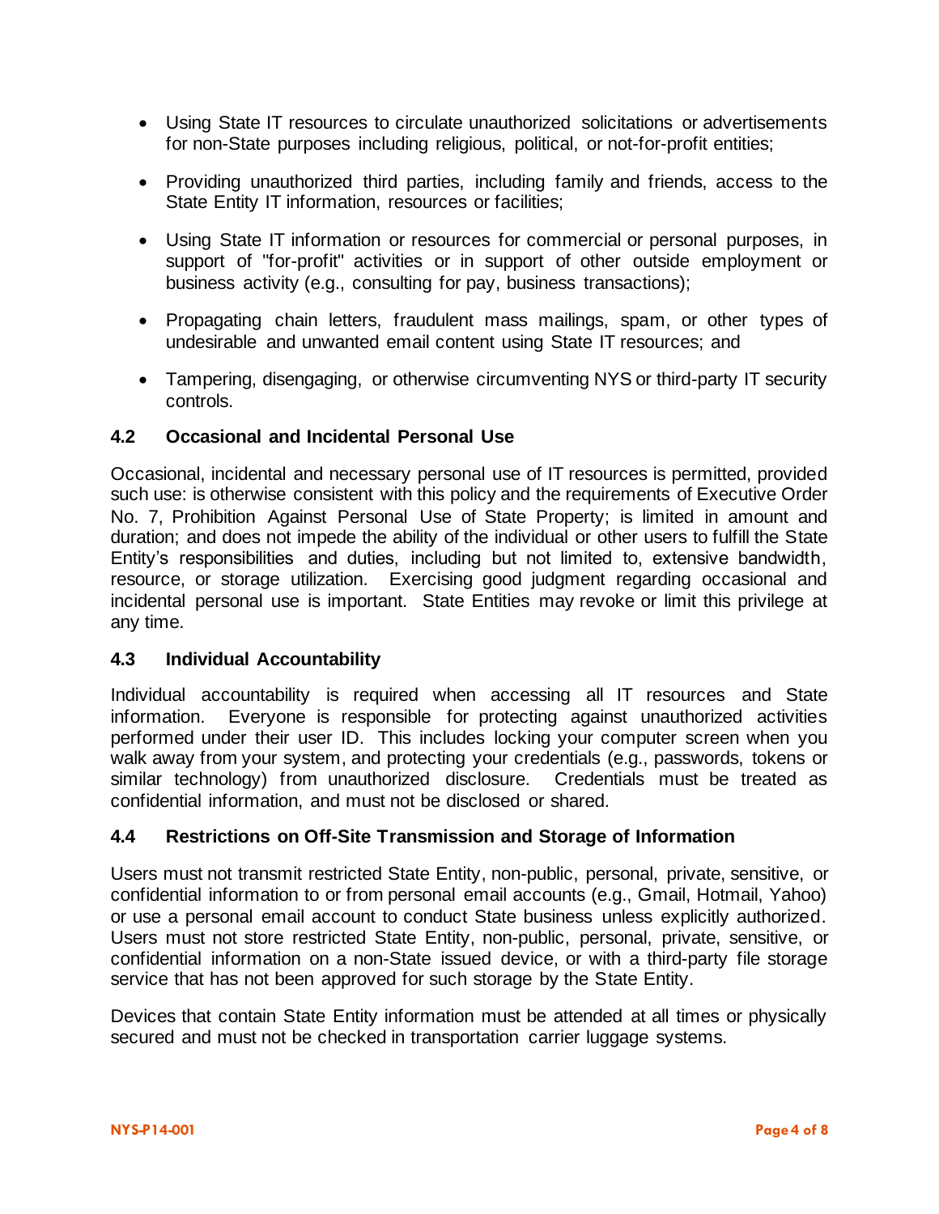- Using State IT resources to circulate unauthorized solicitations or advertisements for non-State purposes including religious, political, or not-for-profit entities;
- Providing unauthorized third parties, including family and friends, access to the State Entity IT information, resources or facilities;
- Using State IT information or resources for commercial or personal purposes, in support of "for-profit" activities or in support of other outside employment or business activity (e.g., consulting for pay, business transactions);
- Propagating chain letters, fraudulent mass mailings, spam, or other types of undesirable and unwanted email content using State IT resources; and
- Tampering, disengaging, or otherwise circumventing NYS or third-party IT security controls.

### 4.2 Occasional and Incidental Personal Use

Occasional, incidental and necessary personal use of IT resources is permitted, provided such use: is otherwise consistent with this policy and the requirements of Executive Order No. 7, Prohibition Against Personal Use of State Property; is limited in amount and duration; and does not impede the ability of the individual or other users to fulfill the State Entity's responsibilities and duties, including but not limited to, extensive bandwidth, resource, or storage utilization. Exercising good judgment regarding occasional and incidental personal use is important. State Entities may revoke or limit this privilege at any time.

### 4.3 Individual Accountability

Individual accountability is required when accessing all IT resources and State information. Everyone is responsible for protecting against unauthorized activities performed under their user ID. This includes locking your computer screen when you walk away from your system, and protecting your credentials (e.g., passwords, tokens or similar technology) from unauthorized disclosure. Credentials must be treated as confidential information, and must not be disclosed or shared.

### 4.4 Restrictions on Off-Site Transmission and Storage of Information

Users must not transmit restricted State Entity, non-public, personal, private, sensitive, or confidential information to or from personal email accounts (e.g., Gmail, Hotmail, Yahoo) or use a personal email account to conduct State business unless explicitly authorized. Users must not store restricted State Entity, non-public, personal, private, sensitive, or confidential information on a non-State issued device, or with a third-party file storage service that has not been approved for such storage by the State Entity.

Devices that contain State Entity information must be attended at all times or physically secured and must not be checked in transportation carrier luggage systems.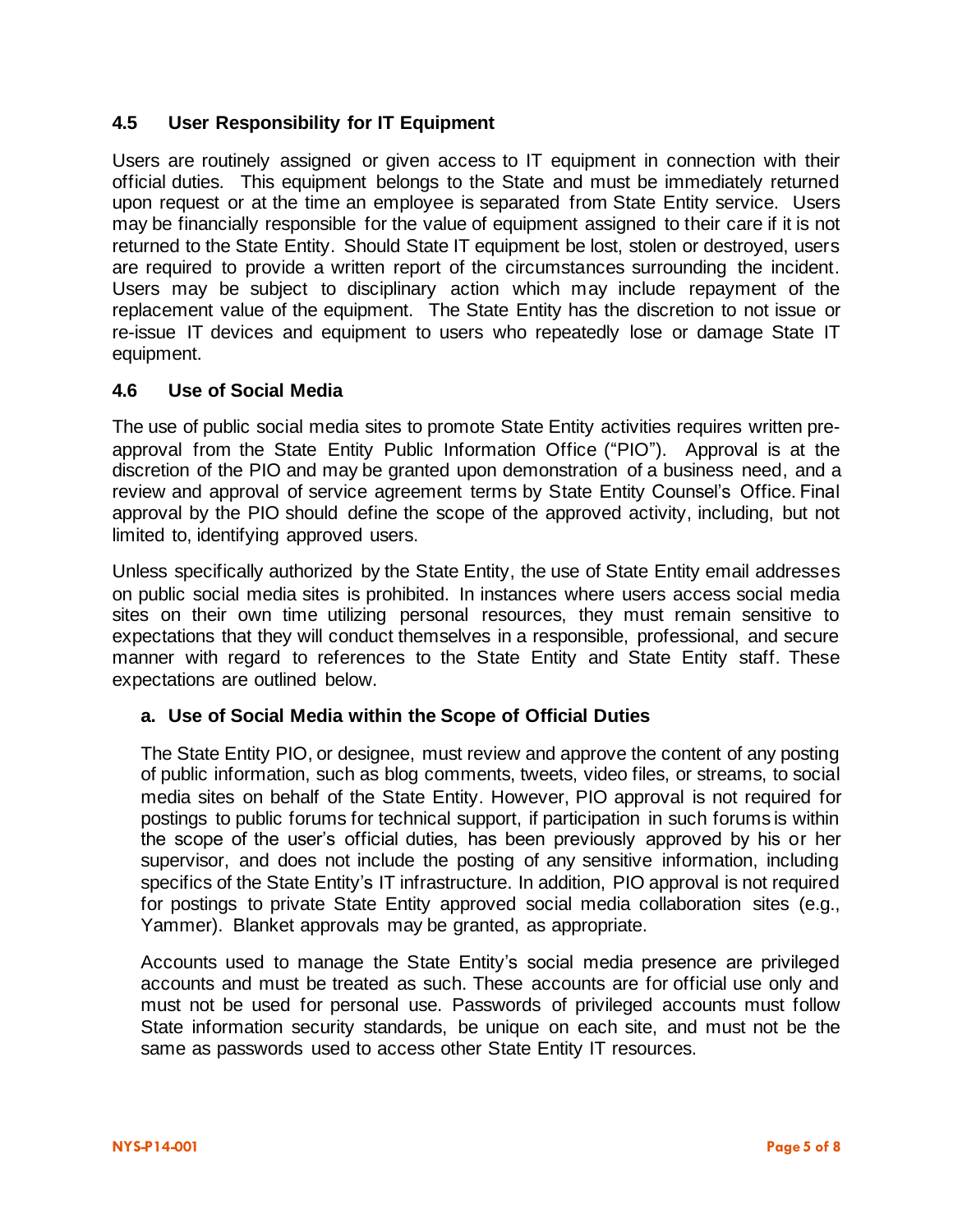### 4.5 User Responsibility for IT Equipment

Users are routinely assigned or given access to IT equipment in connection with their official duties. This equipment belongs to the State and must be immediately returned upon request or at the time an employee is separated from State Entity service. Users may be financially responsible for the value of equipment assigned to their care if it is not returned to the State Entity. Should State IT equipment be lost, stolen or destroyed, users are required to provide a written report of the circumstances surrounding the incident. Users may be subject to disciplinary action which may include repayment of the replacement value of the equipment. The State Entity has the discretion to not issue or re-issue IT devices and equipment to users who repeatedly lose or damage State IT equipment.

### 4.6 Use of Social Media

The use of public social media sites to promote State Entity activities requires written pre-approval from the State Entity Public Information Office ("PIO"). Approval is at the discretion of the PIO and may be granted upon demonstration of a business need, and a review and approval of service agreement terms by State Entity Counsel's Office. Final approval by the PIO should define the scope of the approved activity, including, but not limited to, identifying approved users.

Unless specifically authorized by the State Entity, the use of State Entity email addresses on public social media sites is prohibited. In instances where users access social media sites on their own time utilizing personal resources, they must remain sensitive to expectations that they will conduct themselves in a responsible, professional, and secure manner with regard to references to the State Entity and State Entity staff. These expectations are outlined below.

#### a. Use of Social Media within the Scope of Official Duties

The State Entity PIO, or designee, must review and approve the content of any posting of public information, such as blog comments, tweets, video files, or streams, to social media sites on behalf of the State Entity. However, PIO approval is not required for postings to public forums for technical support, if participation in such forums is within the scope of the user's official duties, has been previously approved by his or her supervisor, and does not include the posting of any sensitive information, including specifics of the State Entity's IT infrastructure. In addition, PIO approval is not required for postings to private State Entity approved social media collaboration sites (e.g., Yammer). Blanket approvals may be granted, as appropriate.

Accounts used to manage the State Entity's social media presence are privileged accounts and must be treated as such. These accounts are for official use only and must not be used for personal use. Passwords of privileged accounts must follow State information security standards, be unique on each site, and must not be the same as passwords used to access other State Entity IT resources.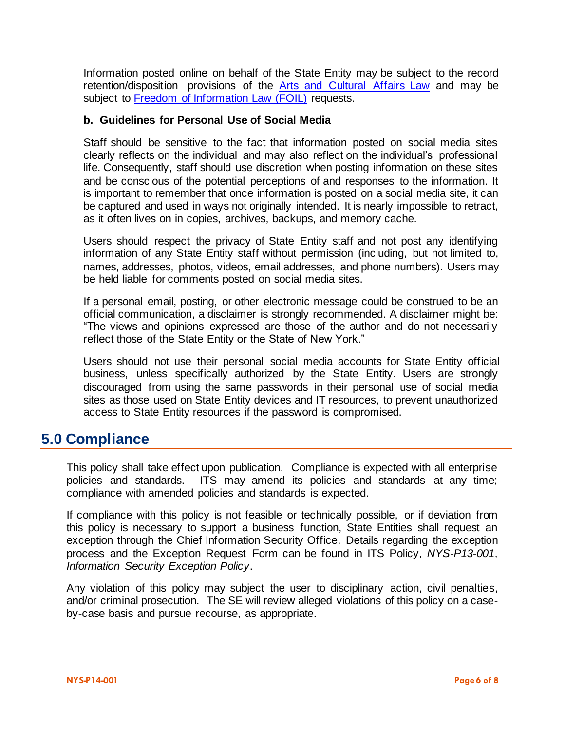Information posted online on behalf of the State Entity may be subject to the record retention/disposition provisions of the [Arts and Cultural Affairs Law](#) and may be subject to [Freedom of Information Law (FOIL)](#) requests.

### b. Guidelines for Personal Use of Social Media

Staff should be sensitive to the fact that information posted on social media sites clearly reflects on the individual and may also reflect on the individual's professional life. Consequently, staff should use discretion when posting information on these sites and be conscious of the potential perceptions of and responses to the information. It is important to remember that once information is posted on a social media site, it can be captured and used in ways not originally intended. It is nearly impossible to retract, as it often lives on in copies, archives, backups, and memory cache.

Users should respect the privacy of State Entity staff and not post any identifying information of any State Entity staff without permission (including, but not limited to, names, addresses, photos, videos, email addresses, and phone numbers). Users may be held liable for comments posted on social media sites.

If a personal email, posting, or other electronic message could be construed to be an official communication, a disclaimer is strongly recommended. A disclaimer might be: "The views and opinions expressed are those of the author and do not necessarily reflect those of the State Entity or the State of New York."

Users should not use their personal social media accounts for State Entity official business, unless specifically authorized by the State Entity. Users are strongly discouraged from using the same passwords in their personal use of social media sites as those used on State Entity devices and IT resources, to prevent unauthorized access to State Entity resources if the password is compromised.

## 5.0 Compliance

This policy shall take effect upon publication. Compliance is expected with all enterprise policies and standards. ITS may amend its policies and standards at any time; compliance with amended policies and standards is expected.

If compliance with this policy is not feasible or technically possible, or if deviation from this policy is necessary to support a business function, State Entities shall request an exception through the Chief Information Security Office. Details regarding the exception process and the Exception Request Form can be found in ITS Policy, *NYS-P13-001, Information Security Exception Policy*.

Any violation of this policy may subject the user to disciplinary action, civil penalties, and/or criminal prosecution. The SE will review alleged violations of this policy on a case-by-case basis and pursue recourse, as appropriate.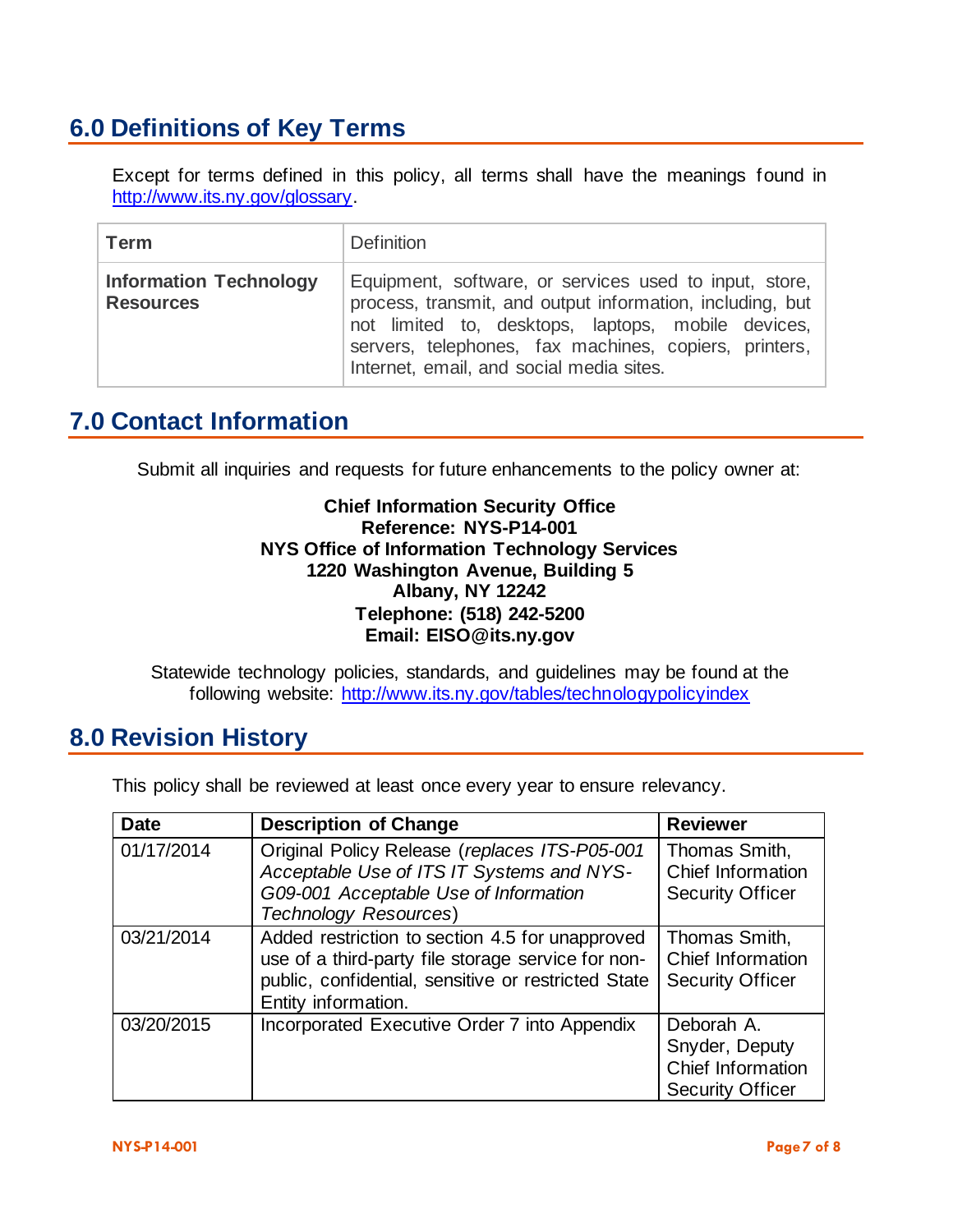## 6.0 Definitions of Key Terms

Except for terms defined in this policy, all terms shall have the meanings found in http://www.its.ny.gov/glossary.

| Term | Definition |
|---|---|
| **Information Technology Resources** | Equipment, software, or services used to input, store, process, transmit, and output information, including, but not limited to, desktops, laptops, mobile devices, servers, telephones, fax machines, copiers, printers, Internet, email, and social media sites. |

## 7.0 Contact Information

Submit all inquiries and requests for future enhancements to the policy owner at:

**Chief Information Security Office**
**Reference: NYS-P14-001**
**NYS Office of Information Technology Services**
**1220 Washington Avenue, Building 5**
**Albany, NY 12242**
**Telephone: (518) 242-5200**
**Email: EISO@its.ny.gov**

Statewide technology policies, standards, and guidelines may be found at the following website: http://www.its.ny.gov/tables/technologypolicyindex

## 8.0 Revision History

This policy shall be reviewed at least once every year to ensure relevancy.

| Date | Description of Change | Reviewer |
|---|---|---|
| 01/17/2014 | Original Policy Release (*replaces ITS-P05-001 Acceptable Use of ITS IT Systems and NYS-G09-001 Acceptable Use of Information Technology Resources*) | Thomas Smith, Chief Information Security Officer |
| 03/21/2014 | Added restriction to section 4.5 for unapproved use of a third-party file storage service for non-public, confidential, sensitive or restricted State Entity information. | Thomas Smith, Chief Information Security Officer |
| 03/20/2015 | Incorporated Executive Order 7 into Appendix | Deborah A. Snyder, Deputy Chief Information Security Officer |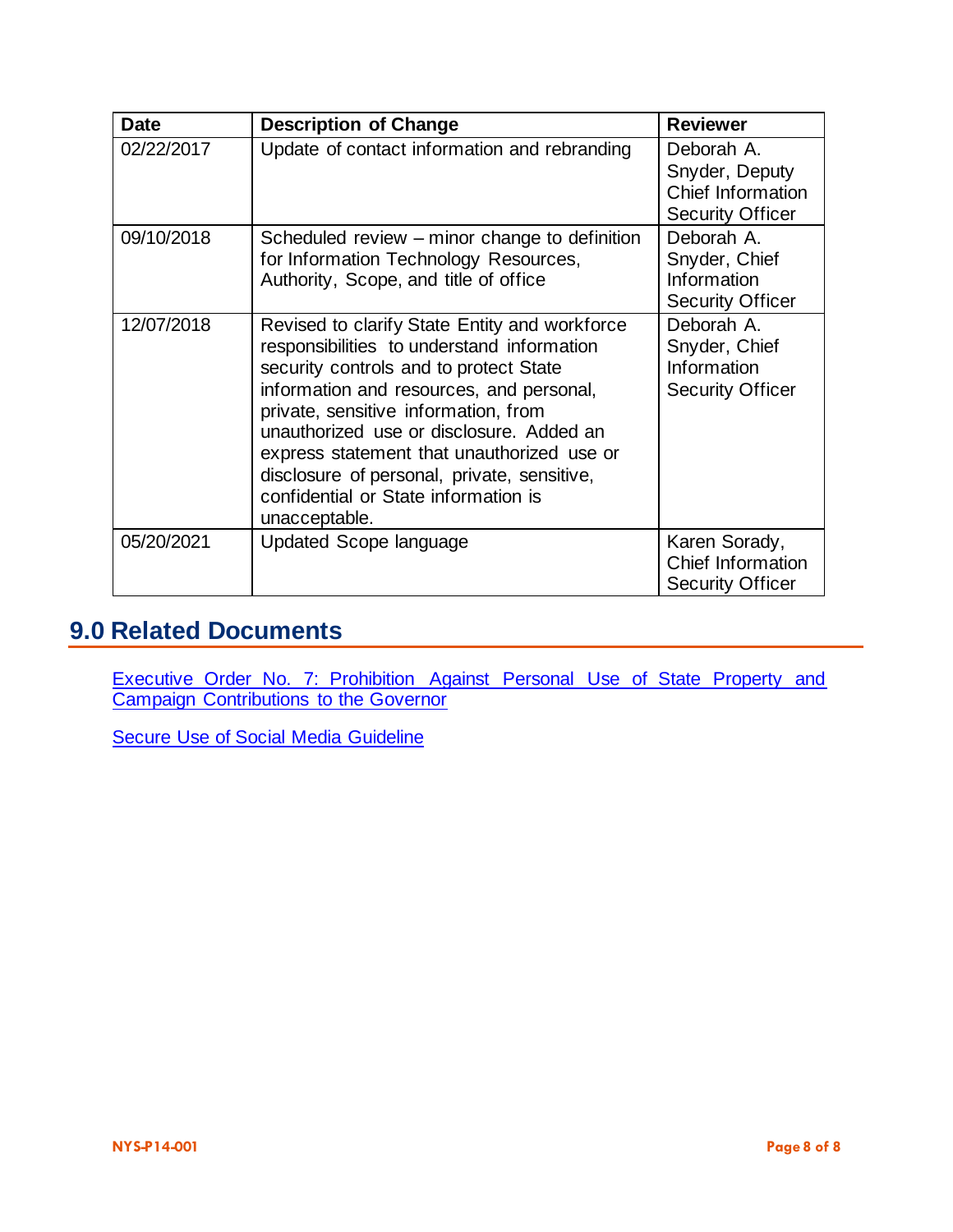| Date | Description of Change | Reviewer |
|---|---|---|
| 02/22/2017 | Update of contact information and rebranding | Deborah A. Snyder, Deputy Chief Information Security Officer |
| 09/10/2018 | Scheduled review – minor change to definition for Information Technology Resources, Authority, Scope, and title of office | Deborah A. Snyder, Chief Information Security Officer |
| 12/07/2018 | Revised to clarify State Entity and workforce responsibilities to understand information security controls and to protect State information and resources, and personal, private, sensitive information, from unauthorized use or disclosure. Added an express statement that unauthorized use or disclosure of personal, private, sensitive, confidential or State information is unacceptable. | Deborah A. Snyder, Chief Information Security Officer |
| 05/20/2021 | Updated Scope language | Karen Sorady, Chief Information Security Officer |

## 9.0 Related Documents

Executive Order No. 7: Prohibition Against Personal Use of State Property and Campaign Contributions to the Governor

Secure Use of Social Media Guideline